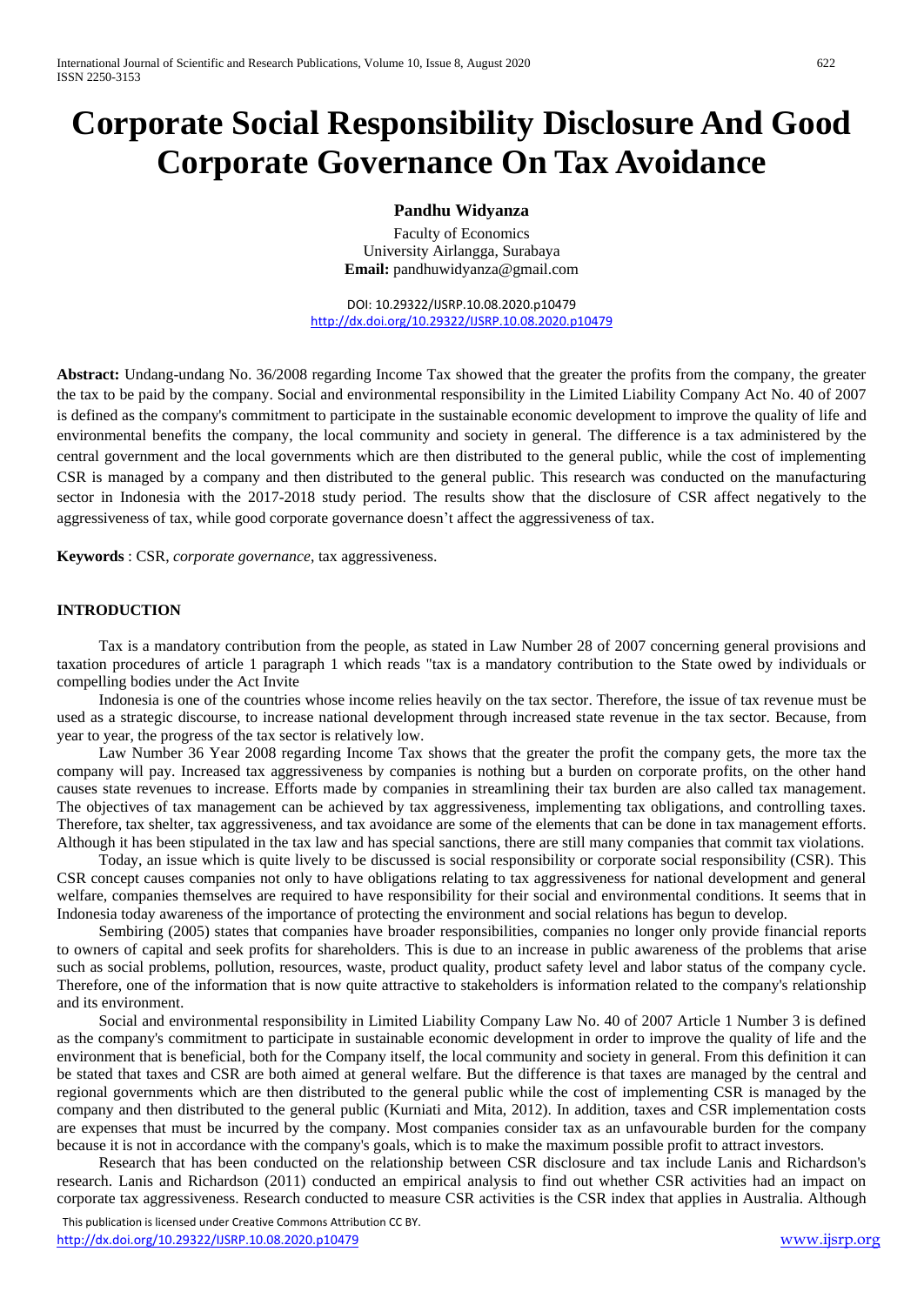# Corporate Social Responsibility Disclosure And Good Corporate Governance On Tax Avoidance

**Pandhu Widyanza**

Faculty of Economics
University Airlangga, Surabaya
**Email:** pandhuwidyanza@gmail.com

DOI: 10.29322/IJSRP.10.08.2020.p10479
http://dx.doi.org/10.29322/IJSRP.10.08.2020.p10479

**Abstract:** Undang-undang No. 36/2008 regarding Income Tax showed that the greater the profits from the company, the greater the tax to be paid by the company. Social and environmental responsibility in the Limited Liability Company Act No. 40 of 2007 is defined as the company's commitment to participate in the sustainable economic development to improve the quality of life and environmental benefits the company, the local community and society in general. The difference is a tax administered by the central government and the local governments which are then distributed to the general public, while the cost of implementing CSR is managed by a company and then distributed to the general public. This research was conducted on the manufacturing sector in Indonesia with the 2017-2018 study period. The results show that the disclosure of CSR affect negatively to the aggressiveness of tax, while good corporate governance doesn't affect the aggressiveness of tax.

**Keywords** : CSR, *corporate governance*, tax aggressiveness.

## INTRODUCTION

Tax is a mandatory contribution from the people, as stated in Law Number 28 of 2007 concerning general provisions and taxation procedures of article 1 paragraph 1 which reads "tax is a mandatory contribution to the State owed by individuals or compelling bodies under the Act Invite

Indonesia is one of the countries whose income relies heavily on the tax sector. Therefore, the issue of tax revenue must be used as a strategic discourse, to increase national development through increased state revenue in the tax sector. Because, from year to year, the progress of the tax sector is relatively low.

Law Number 36 Year 2008 regarding Income Tax shows that the greater the profit the company gets, the more tax the company will pay. Increased tax aggressiveness by companies is nothing but a burden on corporate profits, on the other hand causes state revenues to increase. Efforts made by companies in streamlining their tax burden are also called tax management. The objectives of tax management can be achieved by tax aggressiveness, implementing tax obligations, and controlling taxes. Therefore, tax shelter, tax aggressiveness, and tax avoidance are some of the elements that can be done in tax management efforts. Although it has been stipulated in the tax law and has special sanctions, there are still many companies that commit tax violations.

Today, an issue which is quite lively to be discussed is social responsibility or corporate social responsibility (CSR). This CSR concept causes companies not only to have obligations relating to tax aggressiveness for national development and general welfare, companies themselves are required to have responsibility for their social and environmental conditions. It seems that in Indonesia today awareness of the importance of protecting the environment and social relations has begun to develop.

Sembiring (2005) states that companies have broader responsibilities, companies no longer only provide financial reports to owners of capital and seek profits for shareholders. This is due to an increase in public awareness of the problems that arise such as social problems, pollution, resources, waste, product quality, product safety level and labor status of the company cycle. Therefore, one of the information that is now quite attractive to stakeholders is information related to the company's relationship and its environment.

Social and environmental responsibility in Limited Liability Company Law No. 40 of 2007 Article 1 Number 3 is defined as the company's commitment to participate in sustainable economic development in order to improve the quality of life and the environment that is beneficial, both for the Company itself, the local community and society in general. From this definition it can be stated that taxes and CSR are both aimed at general welfare. But the difference is that taxes are managed by the central and regional governments which are then distributed to the general public while the cost of implementing CSR is managed by the company and then distributed to the general public (Kurniati and Mita, 2012). In addition, taxes and CSR implementation costs are expenses that must be incurred by the company. Most companies consider tax as an unfavourable burden for the company because it is not in accordance with the company's goals, which is to make the maximum possible profit to attract investors.

Research that has been conducted on the relationship between CSR disclosure and tax include Lanis and Richardson's research. Lanis and Richardson (2011) conducted an empirical analysis to find out whether CSR activities had an impact on corporate tax aggressiveness. Research conducted to measure CSR activities is the CSR index that applies in Australia. Although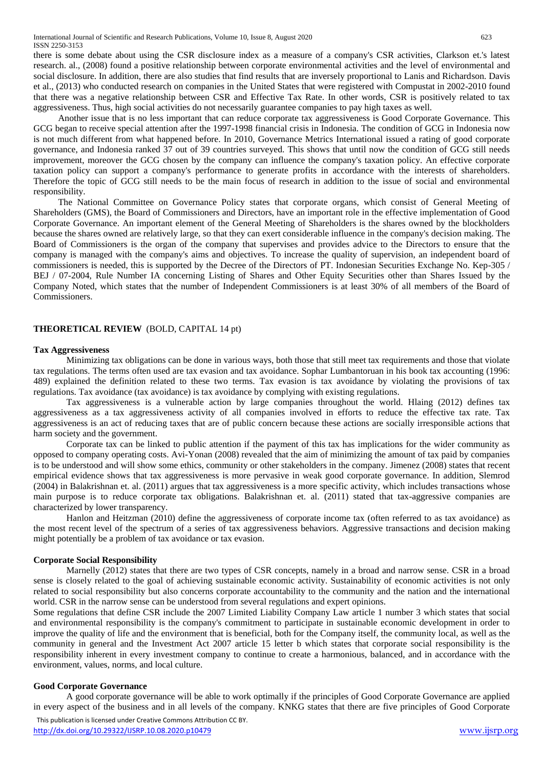there is some debate about using the CSR disclosure index as a measure of a company's CSR activities, Clarkson et.'s latest research. al., (2008) found a positive relationship between corporate environmental activities and the level of environmental and social disclosure. In addition, there are also studies that find results that are inversely proportional to Lanis and Richardson. Davis et al., (2013) who conducted research on companies in the United States that were registered with Compustat in 2002-2010 found that there was a negative relationship between CSR and Effective Tax Rate. In other words, CSR is positively related to tax aggressiveness. Thus, high social activities do not necessarily guarantee companies to pay high taxes as well.

Another issue that is no less important that can reduce corporate tax aggressiveness is Good Corporate Governance. This GCG began to receive special attention after the 1997-1998 financial crisis in Indonesia. The condition of GCG in Indonesia now is not much different from what happened before. In 2010, Governance Metrics International issued a rating of good corporate governance, and Indonesia ranked 37 out of 39 countries surveyed. This shows that until now the condition of GCG still needs improvement, moreover the GCG chosen by the company can influence the company's taxation policy. An effective corporate taxation policy can support a company's performance to generate profits in accordance with the interests of shareholders. Therefore the topic of GCG still needs to be the main focus of research in addition to the issue of social and environmental responsibility.

The National Committee on Governance Policy states that corporate organs, which consist of General Meeting of Shareholders (GMS), the Board of Commissioners and Directors, have an important role in the effective implementation of Good Corporate Governance. An important element of the General Meeting of Shareholders is the shares owned by the blockholders because the shares owned are relatively large, so that they can exert considerable influence in the company's decision making. The Board of Commissioners is the organ of the company that supervises and provides advice to the Directors to ensure that the company is managed with the company's aims and objectives. To increase the quality of supervision, an independent board of commissioners is needed, this is supported by the Decree of the Directors of PT. Indonesian Securities Exchange No. Kep-305 / BEJ / 07-2004, Rule Number IA concerning Listing of Shares and Other Equity Securities other than Shares Issued by the Company Noted, which states that the number of Independent Commissioners is at least 30% of all members of the Board of Commissioners.

## THEORETICAL REVIEW (BOLD, CAPITAL 14 pt)

### Tax Aggressiveness

Minimizing tax obligations can be done in various ways, both those that still meet tax requirements and those that violate tax regulations. The terms often used are tax evasion and tax avoidance. Sophar Lumbantoruan in his book tax accounting (1996: 489) explained the definition related to these two terms. Tax evasion is tax avoidance by violating the provisions of tax regulations. Tax avoidance (tax avoidance) is tax avoidance by complying with existing regulations.

Tax aggressiveness is a vulnerable action by large companies throughout the world. Hlaing (2012) defines tax aggressiveness as a tax aggressiveness activity of all companies involved in efforts to reduce the effective tax rate. Tax aggressiveness is an act of reducing taxes that are of public concern because these actions are socially irresponsible actions that harm society and the government.

Corporate tax can be linked to public attention if the payment of this tax has implications for the wider community as opposed to company operating costs. Avi-Yonan (2008) revealed that the aim of minimizing the amount of tax paid by companies is to be understood and will show some ethics, community or other stakeholders in the company. Jimenez (2008) states that recent empirical evidence shows that tax aggressiveness is more pervasive in weak good corporate governance. In addition, Slemrod (2004) in Balakrishnan et. al. (2011) argues that tax aggressiveness is a more specific activity, which includes transactions whose main purpose is to reduce corporate tax obligations. Balakrishnan et. al. (2011) stated that tax-aggressive companies are characterized by lower transparency.

Hanlon and Heitzman (2010) define the aggressiveness of corporate income tax (often referred to as tax avoidance) as the most recent level of the spectrum of a series of tax aggressiveness behaviors. Aggressive transactions and decision making might potentially be a problem of tax avoidance or tax evasion.

### Corporate Social Responsibility

Marnelly (2012) states that there are two types of CSR concepts, namely in a broad and narrow sense. CSR in a broad sense is closely related to the goal of achieving sustainable economic activity. Sustainability of economic activities is not only related to social responsibility but also concerns corporate accountability to the community and the nation and the international world. CSR in the narrow sense can be understood from several regulations and expert opinions.

Some regulations that define CSR include the 2007 Limited Liability Company Law article 1 number 3 which states that social and environmental responsibility is the company's commitment to participate in sustainable economic development in order to improve the quality of life and the environment that is beneficial, both for the Company itself, the community local, as well as the community in general and the Investment Act 2007 article 15 letter b which states that corporate social responsibility is the responsibility inherent in every investment company to continue to create a harmonious, balanced, and in accordance with the environment, values, norms, and local culture.

### Good Corporate Governance

A good corporate governance will be able to work optimally if the principles of Good Corporate Governance are applied in every aspect of the business and in all levels of the company. KNKG states that there are five principles of Good Corporate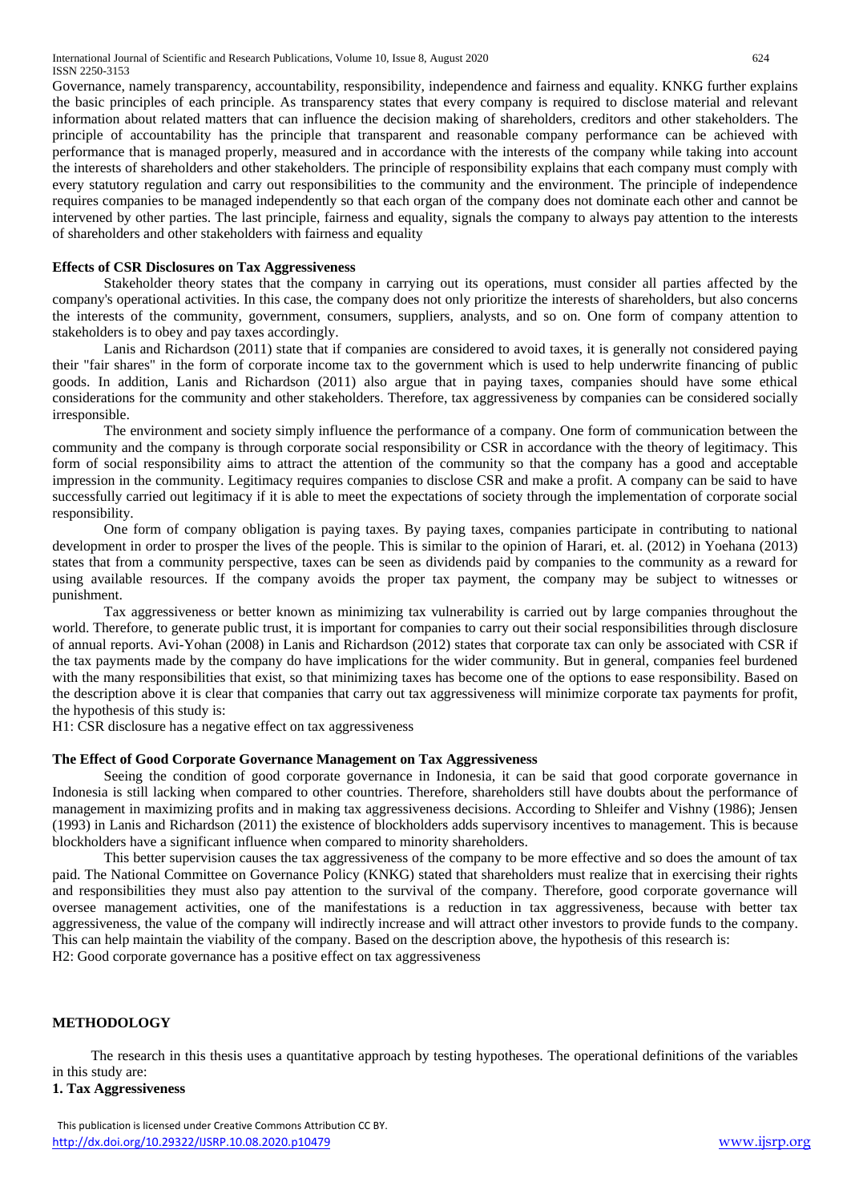Governance, namely transparency, accountability, responsibility, independence and fairness and equality. KNKG further explains the basic principles of each principle. As transparency states that every company is required to disclose material and relevant information about related matters that can influence the decision making of shareholders, creditors and other stakeholders. The principle of accountability has the principle that transparent and reasonable company performance can be achieved with performance that is managed properly, measured and in accordance with the interests of the company while taking into account the interests of shareholders and other stakeholders. The principle of responsibility explains that each company must comply with every statutory regulation and carry out responsibilities to the community and the environment. The principle of independence requires companies to be managed independently so that each organ of the company does not dominate each other and cannot be intervened by other parties. The last principle, fairness and equality, signals the company to always pay attention to the interests of shareholders and other stakeholders with fairness and equality

### Effects of CSR Disclosures on Tax Aggressiveness

Stakeholder theory states that the company in carrying out its operations, must consider all parties affected by the company's operational activities. In this case, the company does not only prioritize the interests of shareholders, but also concerns the interests of the community, government, consumers, suppliers, analysts, and so on. One form of company attention to stakeholders is to obey and pay taxes accordingly.

Lanis and Richardson (2011) state that if companies are considered to avoid taxes, it is generally not considered paying their "fair shares" in the form of corporate income tax to the government which is used to help underwrite financing of public goods. In addition, Lanis and Richardson (2011) also argue that in paying taxes, companies should have some ethical considerations for the community and other stakeholders. Therefore, tax aggressiveness by companies can be considered socially irresponsible.

The environment and society simply influence the performance of a company. One form of communication between the community and the company is through corporate social responsibility or CSR in accordance with the theory of legitimacy. This form of social responsibility aims to attract the attention of the community so that the company has a good and acceptable impression in the community. Legitimacy requires companies to disclose CSR and make a profit. A company can be said to have successfully carried out legitimacy if it is able to meet the expectations of society through the implementation of corporate social responsibility.

One form of company obligation is paying taxes. By paying taxes, companies participate in contributing to national development in order to prosper the lives of the people. This is similar to the opinion of Harari, et. al. (2012) in Yoehana (2013) states that from a community perspective, taxes can be seen as dividends paid by companies to the community as a reward for using available resources. If the company avoids the proper tax payment, the company may be subject to witnesses or punishment.

Tax aggressiveness or better known as minimizing tax vulnerability is carried out by large companies throughout the world. Therefore, to generate public trust, it is important for companies to carry out their social responsibilities through disclosure of annual reports. Avi-Yohan (2008) in Lanis and Richardson (2012) states that corporate tax can only be associated with CSR if the tax payments made by the company do have implications for the wider community. But in general, companies feel burdened with the many responsibilities that exist, so that minimizing taxes has become one of the options to ease responsibility. Based on the description above it is clear that companies that carry out tax aggressiveness will minimize corporate tax payments for profit, the hypothesis of this study is:

H1: CSR disclosure has a negative effect on tax aggressiveness

### The Effect of Good Corporate Governance Management on Tax Aggressiveness

Seeing the condition of good corporate governance in Indonesia, it can be said that good corporate governance in Indonesia is still lacking when compared to other countries. Therefore, shareholders still have doubts about the performance of management in maximizing profits and in making tax aggressiveness decisions. According to Shleifer and Vishny (1986); Jensen (1993) in Lanis and Richardson (2011) the existence of blockholders adds supervisory incentives to management. This is because blockholders have a significant influence when compared to minority shareholders.

This better supervision causes the tax aggressiveness of the company to be more effective and so does the amount of tax paid. The National Committee on Governance Policy (KNKG) stated that shareholders must realize that in exercising their rights and responsibilities they must also pay attention to the survival of the company. Therefore, good corporate governance will oversee management activities, one of the manifestations is a reduction in tax aggressiveness, because with better tax aggressiveness, the value of the company will indirectly increase and will attract other investors to provide funds to the company. This can help maintain the viability of the company. Based on the description above, the hypothesis of this research is:

H2: Good corporate governance has a positive effect on tax aggressiveness

## METHODOLOGY

The research in this thesis uses a quantitative approach by testing hypotheses. The operational definitions of the variables in this study are:

**1. Tax Aggressiveness**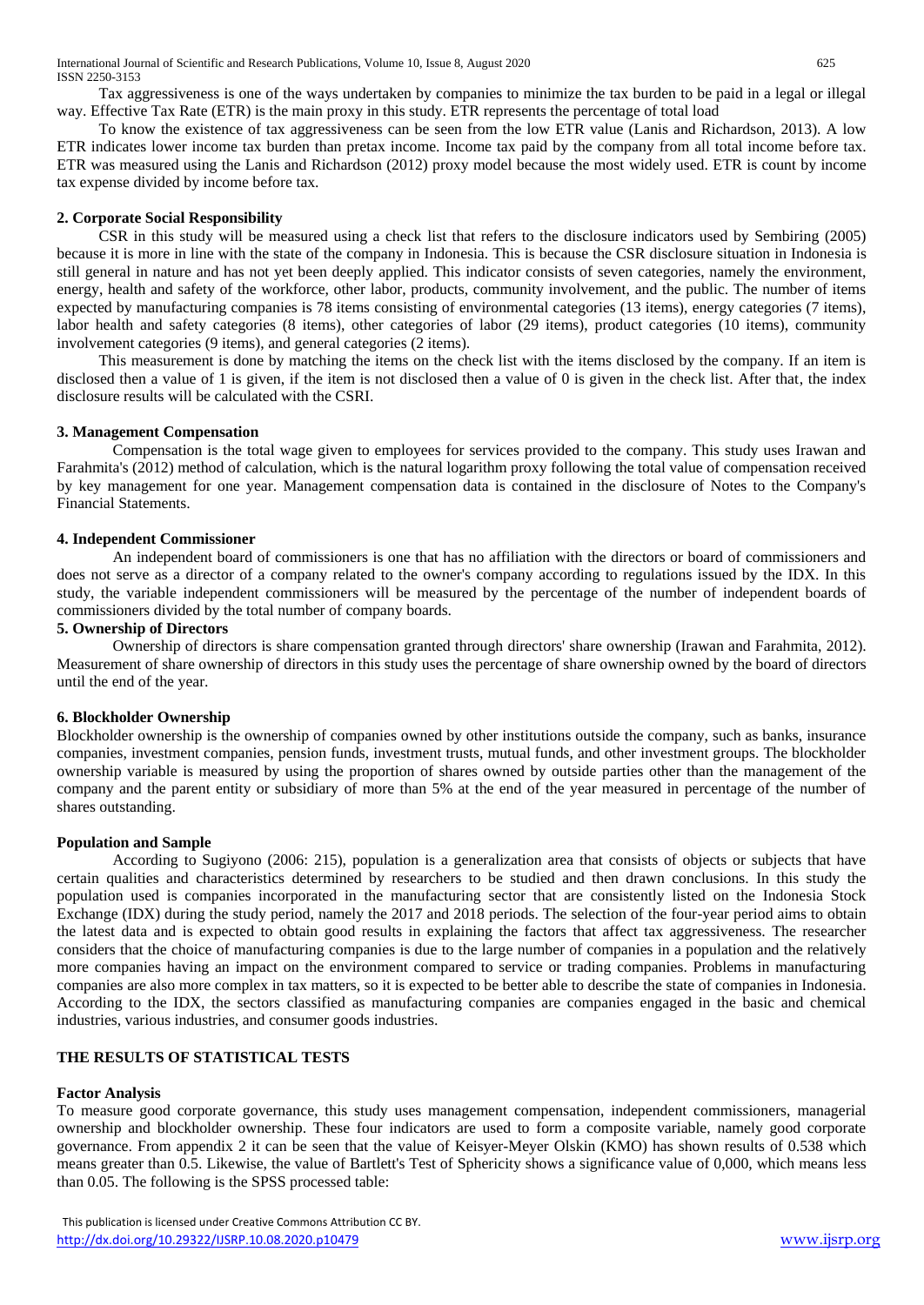Tax aggressiveness is one of the ways undertaken by companies to minimize the tax burden to be paid in a legal or illegal way. Effective Tax Rate (ETR) is the main proxy in this study. ETR represents the percentage of total load

To know the existence of tax aggressiveness can be seen from the low ETR value (Lanis and Richardson, 2013). A low ETR indicates lower income tax burden than pretax income. Income tax paid by the company from all total income before tax. ETR was measured using the Lanis and Richardson (2012) proxy model because the most widely used. ETR is count by income tax expense divided by income before tax.

### 2. Corporate Social Responsibility

CSR in this study will be measured using a check list that refers to the disclosure indicators used by Sembiring (2005) because it is more in line with the state of the company in Indonesia. This is because the CSR disclosure situation in Indonesia is still general in nature and has not yet been deeply applied. This indicator consists of seven categories, namely the environment, energy, health and safety of the workforce, other labor, products, community involvement, and the public. The number of items expected by manufacturing companies is 78 items consisting of environmental categories (13 items), energy categories (7 items), labor health and safety categories (8 items), other categories of labor (29 items), product categories (10 items), community involvement categories (9 items), and general categories (2 items).

This measurement is done by matching the items on the check list with the items disclosed by the company. If an item is disclosed then a value of 1 is given, if the item is not disclosed then a value of 0 is given in the check list. After that, the index disclosure results will be calculated with the CSRI.

### 3. Management Compensation

Compensation is the total wage given to employees for services provided to the company. This study uses Irawan and Farahmita's (2012) method of calculation, which is the natural logarithm proxy following the total value of compensation received by key management for one year. Management compensation data is contained in the disclosure of Notes to the Company's Financial Statements.

### 4. Independent Commissioner

An independent board of commissioners is one that has no affiliation with the directors or board of commissioners and does not serve as a director of a company related to the owner's company according to regulations issued by the IDX. In this study, the variable independent commissioners will be measured by the percentage of the number of independent boards of commissioners divided by the total number of company boards.

### 5. Ownership of Directors

Ownership of directors is share compensation granted through directors' share ownership (Irawan and Farahmita, 2012). Measurement of share ownership of directors in this study uses the percentage of share ownership owned by the board of directors until the end of the year.

### 6. Blockholder Ownership

Blockholder ownership is the ownership of companies owned by other institutions outside the company, such as banks, insurance companies, investment companies, pension funds, investment trusts, mutual funds, and other investment groups. The blockholder ownership variable is measured by using the proportion of shares owned by outside parties other than the management of the company and the parent entity or subsidiary of more than 5% at the end of the year measured in percentage of the number of shares outstanding.

### Population and Sample

According to Sugiyono (2006: 215), population is a generalization area that consists of objects or subjects that have certain qualities and characteristics determined by researchers to be studied and then drawn conclusions. In this study the population used is companies incorporated in the manufacturing sector that are consistently listed on the Indonesia Stock Exchange (IDX) during the study period, namely the 2017 and 2018 periods. The selection of the four-year period aims to obtain the latest data and is expected to obtain good results in explaining the factors that affect tax aggressiveness. The researcher considers that the choice of manufacturing companies is due to the large number of companies in a population and the relatively more companies having an impact on the environment compared to service or trading companies. Problems in manufacturing companies are also more complex in tax matters, so it is expected to be better able to describe the state of companies in Indonesia. According to the IDX, the sectors classified as manufacturing companies are companies engaged in the basic and chemical industries, various industries, and consumer goods industries.

## THE RESULTS OF STATISTICAL TESTS

### Factor Analysis

To measure good corporate governance, this study uses management compensation, independent commissioners, managerial ownership and blockholder ownership. These four indicators are used to form a composite variable, namely good corporate governance. From appendix 2 it can be seen that the value of Keisyer-Meyer Olskin (KMO) has shown results of 0.538 which means greater than 0.5. Likewise, the value of Bartlett's Test of Sphericity shows a significance value of 0,000, which means less than 0.05. The following is the SPSS processed table: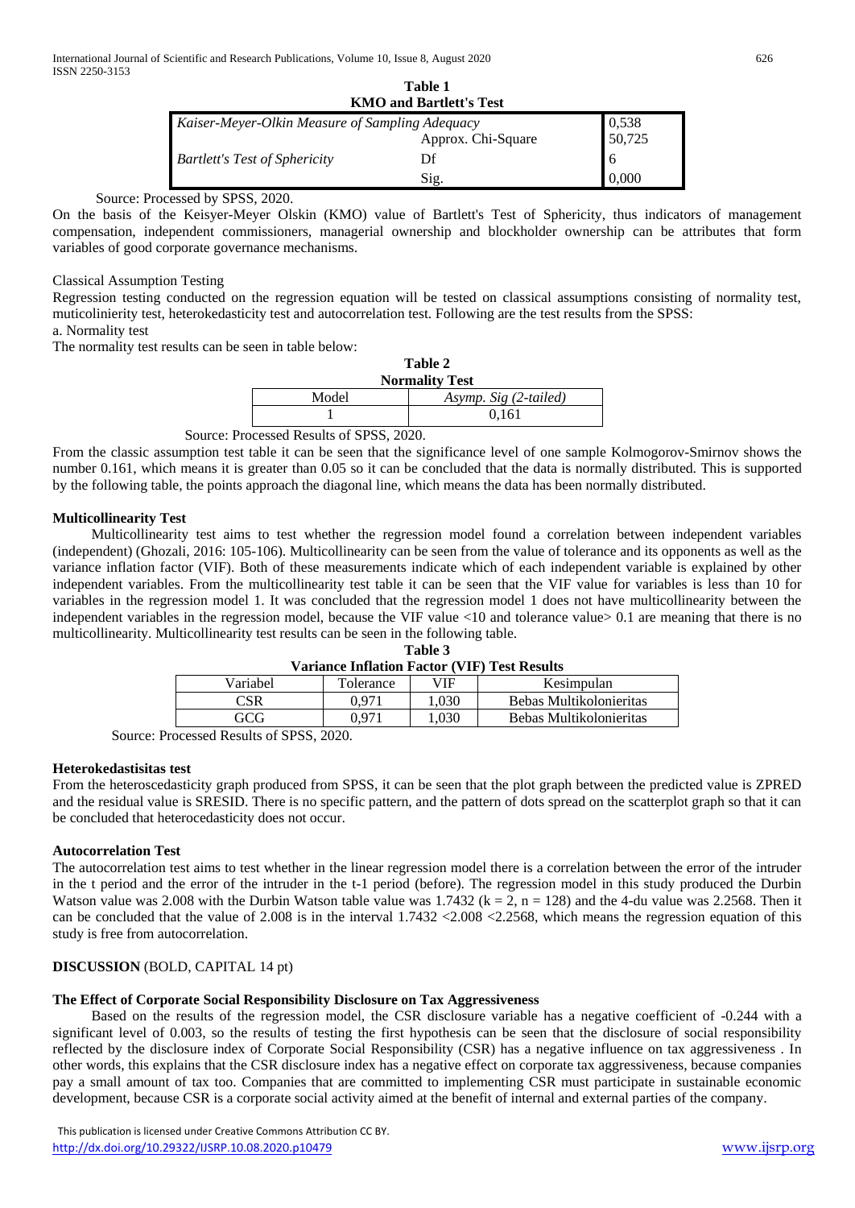**Table 1**
**KMO and Bartlett's Test**

| | | |
|---|---|---|
| *Kaiser-Meyer-Olkin Measure of Sampling Adequacy* | | 0,538 |
| *Bartlett's Test of Sphericity* | Approx. Chi-Square | 50,725 |
| | Df | 6 |
| | Sig. | 0,000 |

Source: Processed by SPSS, 2020.

On the basis of the Keisyer-Meyer Olskin (KMO) value of Bartlett's Test of Sphericity, thus indicators of management compensation, independent commissioners, managerial ownership and blockholder ownership can be attributes that form variables of good corporate governance mechanisms.

Classical Assumption Testing

Regression testing conducted on the regression equation will be tested on classical assumptions consisting of normality test, muticolinierity test, heterokedasticity test and autocorrelation test. Following are the test results from the SPSS:

a. Normality test

The normality test results can be seen in table below:

**Table 2**
**Normality Test**

| Model | *Asymp. Sig (2-tailed)* |
|---|---|
| 1 | 0,161 |

Source: Processed Results of SPSS, 2020.

From the classic assumption test table it can be seen that the significance level of one sample Kolmogorov-Smirnov shows the number 0.161, which means it is greater than 0.05 so it can be concluded that the data is normally distributed. This is supported by the following table, the points approach the diagonal line, which means the data has been normally distributed.

**Multicollinearity Test**

Multicollinearity test aims to test whether the regression model found a correlation between independent variables (independent) (Ghozali, 2016: 105-106). Multicollinearity can be seen from the value of tolerance and its opponents as well as the variance inflation factor (VIF). Both of these measurements indicate which of each independent variable is explained by other independent variables. From the multicollinearity test table it can be seen that the VIF value for variables is less than 10 for variables in the regression model 1. It was concluded that the regression model 1 does not have multicollinearity between the independent variables in the regression model, because the VIF value <10 and tolerance value> 0.1 are meaning that there is no multicollinearity. Multicollinearity test results can be seen in the following table.

**Table 3**
**Variance Inflation Factor (VIF) Test Results**

| Variabel | Tolerance | VIF | Kesimpulan |
|---|---|---|---|
| CSR | 0,971 | 1,030 | Bebas Multikolonieritas |
| GCG | 0,971 | 1,030 | Bebas Multikolonieritas |

Source: Processed Results of SPSS, 2020.

**Heterokedastisitas test**

From the heteroscedasticity graph produced from SPSS, it can be seen that the plot graph between the predicted value is ZPRED and the residual value is SRESID. There is no specific pattern, and the pattern of dots spread on the scatterplot graph so that it can be concluded that heterocedasticity does not occur.

**Autocorrelation Test**

The autocorrelation test aims to test whether in the linear regression model there is a correlation between the error of the intruder in the t period and the error of the intruder in the t-1 period (before). The regression model in this study produced the Durbin Watson value was 2.008 with the Durbin Watson table value was 1.7432 ($k = 2$, $n = 128$) and the 4-du value was 2.2568. Then it can be concluded that the value of 2.008 is in the interval 1.7432 <2.008 <2.2568, which means the regression equation of this study is free from autocorrelation.

**DISCUSSION** (BOLD, CAPITAL 14 pt)

**The Effect of Corporate Social Responsibility Disclosure on Tax Aggressiveness**

Based on the results of the regression model, the CSR disclosure variable has a negative coefficient of -0.244 with a significant level of 0.003, so the results of testing the first hypothesis can be seen that the disclosure of social responsibility reflected by the disclosure index of Corporate Social Responsibility (CSR) has a negative influence on tax aggressiveness . In other words, this explains that the CSR disclosure index has a negative effect on corporate tax aggressiveness, because companies pay a small amount of tax too. Companies that are committed to implementing CSR must participate in sustainable economic development, because CSR is a corporate social activity aimed at the benefit of internal and external parties of the company.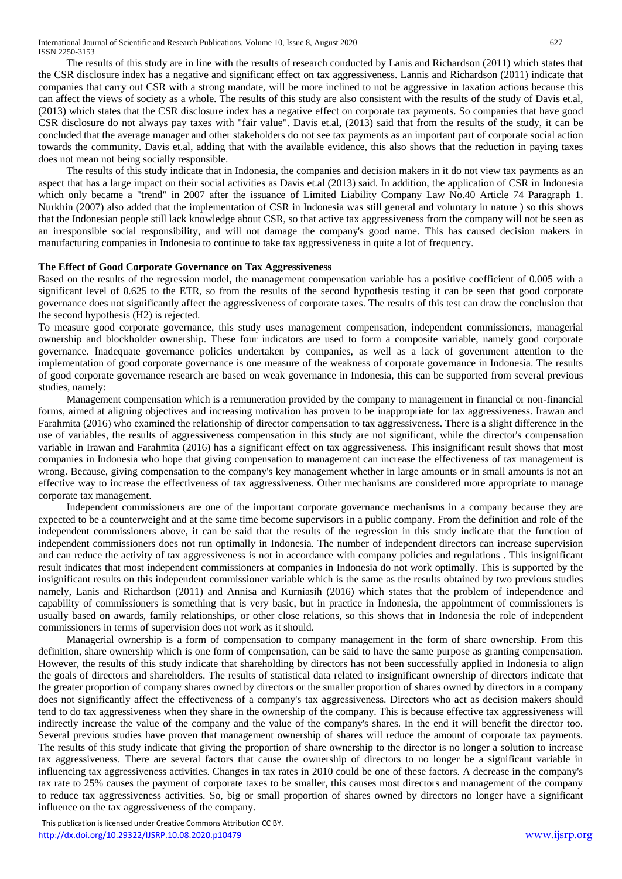The results of this study are in line with the results of research conducted by Lanis and Richardson (2011) which states that the CSR disclosure index has a negative and significant effect on tax aggressiveness. Lannis and Richardson (2011) indicate that companies that carry out CSR with a strong mandate, will be more inclined to not be aggressive in taxation actions because this can affect the views of society as a whole. The results of this study are also consistent with the results of the study of Davis et.al, (2013) which states that the CSR disclosure index has a negative effect on corporate tax payments. So companies that have good CSR disclosure do not always pay taxes with "fair value". Davis et.al, (2013) said that from the results of the study, it can be concluded that the average manager and other stakeholders do not see tax payments as an important part of corporate social action towards the community. Davis et.al, adding that with the available evidence, this also shows that the reduction in paying taxes does not mean not being socially responsible.

The results of this study indicate that in Indonesia, the companies and decision makers in it do not view tax payments as an aspect that has a large impact on their social activities as Davis et.al (2013) said. In addition, the application of CSR in Indonesia which only became a "trend" in 2007 after the issuance of Limited Liability Company Law No.40 Article 74 Paragraph 1. Nurkhin (2007) also added that the implementation of CSR in Indonesia was still general and voluntary in nature ) so this shows that the Indonesian people still lack knowledge about CSR, so that active tax aggressiveness from the company will not be seen as an irresponsible social responsibility, and will not damage the company's good name. This has caused decision makers in manufacturing companies in Indonesia to continue to take tax aggressiveness in quite a lot of frequency.

**The Effect of Good Corporate Governance on Tax Aggressiveness**

Based on the results of the regression model, the management compensation variable has a positive coefficient of 0.005 with a significant level of 0.625 to the ETR, so from the results of the second hypothesis testing it can be seen that good corporate governance does not significantly affect the aggressiveness of corporate taxes. The results of this test can draw the conclusion that the second hypothesis (H2) is rejected.

To measure good corporate governance, this study uses management compensation, independent commissioners, managerial ownership and blockholder ownership. These four indicators are used to form a composite variable, namely good corporate governance. Inadequate governance policies undertaken by companies, as well as a lack of government attention to the implementation of good corporate governance is one measure of the weakness of corporate governance in Indonesia. The results of good corporate governance research are based on weak governance in Indonesia, this can be supported from several previous studies, namely:

Management compensation which is a remuneration provided by the company to management in financial or non-financial forms, aimed at aligning objectives and increasing motivation has proven to be inappropriate for tax aggressiveness. Irawan and Farahmita (2016) who examined the relationship of director compensation to tax aggressiveness. There is a slight difference in the use of variables, the results of aggressiveness compensation in this study are not significant, while the director's compensation variable in Irawan and Farahmita (2016) has a significant effect on tax aggressiveness. This insignificant result shows that most companies in Indonesia who hope that giving compensation to management can increase the effectiveness of tax management is wrong. Because, giving compensation to the company's key management whether in large amounts or in small amounts is not an effective way to increase the effectiveness of tax aggressiveness. Other mechanisms are considered more appropriate to manage corporate tax management.

Independent commissioners are one of the important corporate governance mechanisms in a company because they are expected to be a counterweight and at the same time become supervisors in a public company. From the definition and role of the independent commissioners above, it can be said that the results of the regression in this study indicate that the function of independent commissioners does not run optimally in Indonesia. The number of independent directors can increase supervision and can reduce the activity of tax aggressiveness is not in accordance with company policies and regulations . This insignificant result indicates that most independent commissioners at companies in Indonesia do not work optimally. This is supported by the insignificant results on this independent commissioner variable which is the same as the results obtained by two previous studies namely, Lanis and Richardson (2011) and Annisa and Kurniasih (2016) which states that the problem of independence and capability of commissioners is something that is very basic, but in practice in Indonesia, the appointment of commissioners is usually based on awards, family relationships, or other close relations, so this shows that in Indonesia the role of independent commissioners in terms of supervision does not work as it should.

Managerial ownership is a form of compensation to company management in the form of share ownership. From this definition, share ownership which is one form of compensation, can be said to have the same purpose as granting compensation. However, the results of this study indicate that shareholding by directors has not been successfully applied in Indonesia to align the goals of directors and shareholders. The results of statistical data related to insignificant ownership of directors indicate that the greater proportion of company shares owned by directors or the smaller proportion of shares owned by directors in a company does not significantly affect the effectiveness of a company's tax aggressiveness. Directors who act as decision makers should tend to do tax aggressiveness when they share in the ownership of the company. This is because effective tax aggressiveness will indirectly increase the value of the company and the value of the company's shares. In the end it will benefit the director too. Several previous studies have proven that management ownership of shares will reduce the amount of corporate tax payments. The results of this study indicate that giving the proportion of share ownership to the director is no longer a solution to increase tax aggressiveness. There are several factors that cause the ownership of directors to no longer be a significant variable in influencing tax aggressiveness activities. Changes in tax rates in 2010 could be one of these factors. A decrease in the company's tax rate to 25% causes the payment of corporate taxes to be smaller, this causes most directors and management of the company to reduce tax aggressiveness activities. So, big or small proportion of shares owned by directors no longer have a significant influence on the tax aggressiveness of the company.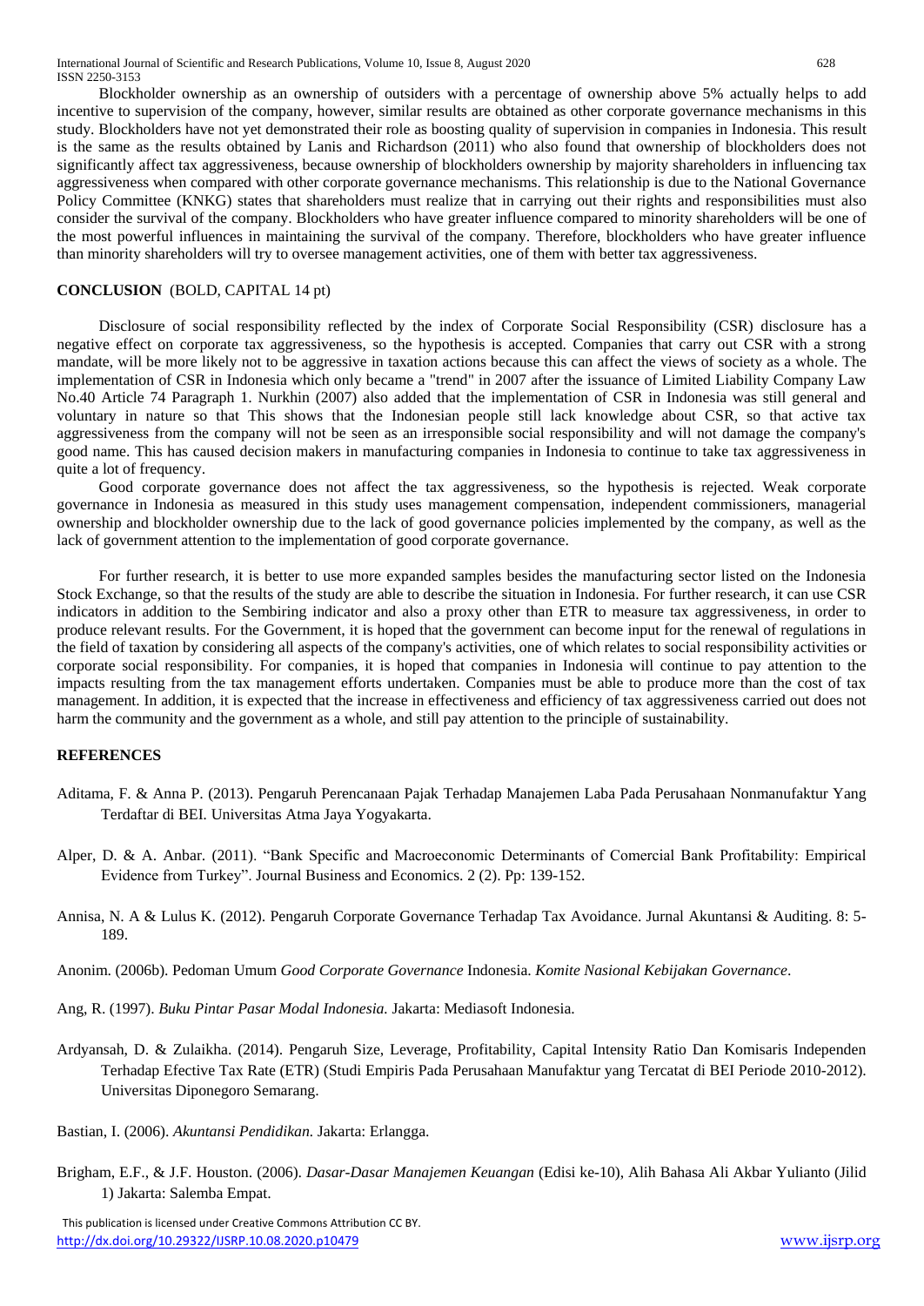Blockholder ownership as an ownership of outsiders with a percentage of ownership above 5% actually helps to add incentive to supervision of the company, however, similar results are obtained as other corporate governance mechanisms in this study. Blockholders have not yet demonstrated their role as boosting quality of supervision in companies in Indonesia. This result is the same as the results obtained by Lanis and Richardson (2011) who also found that ownership of blockholders does not significantly affect tax aggressiveness, because ownership of blockholders ownership by majority shareholders in influencing tax aggressiveness when compared with other corporate governance mechanisms. This relationship is due to the National Governance Policy Committee (KNKG) states that shareholders must realize that in carrying out their rights and responsibilities must also consider the survival of the company. Blockholders who have greater influence compared to minority shareholders will be one of the most powerful influences in maintaining the survival of the company. Therefore, blockholders who have greater influence than minority shareholders will try to oversee management activities, one of them with better tax aggressiveness.

## CONCLUSION (BOLD, CAPITAL 14 pt)

Disclosure of social responsibility reflected by the index of Corporate Social Responsibility (CSR) disclosure has a negative effect on corporate tax aggressiveness, so the hypothesis is accepted. Companies that carry out CSR with a strong mandate, will be more likely not to be aggressive in taxation actions because this can affect the views of society as a whole. The implementation of CSR in Indonesia which only became a "trend" in 2007 after the issuance of Limited Liability Company Law No.40 Article 74 Paragraph 1. Nurkhin (2007) also added that the implementation of CSR in Indonesia was still general and voluntary in nature so that This shows that the Indonesian people still lack knowledge about CSR, so that active tax aggressiveness from the company will not be seen as an irresponsible social responsibility and will not damage the company's good name. This has caused decision makers in manufacturing companies in Indonesia to continue to take tax aggressiveness in quite a lot of frequency.

Good corporate governance does not affect the tax aggressiveness, so the hypothesis is rejected. Weak corporate governance in Indonesia as measured in this study uses management compensation, independent commissioners, managerial ownership and blockholder ownership due to the lack of good governance policies implemented by the company, as well as the lack of government attention to the implementation of good corporate governance.

For further research, it is better to use more expanded samples besides the manufacturing sector listed on the Indonesia Stock Exchange, so that the results of the study are able to describe the situation in Indonesia. For further research, it can use CSR indicators in addition to the Sembiring indicator and also a proxy other than ETR to measure tax aggressiveness, in order to produce relevant results. For the Government, it is hoped that the government can become input for the renewal of regulations in the field of taxation by considering all aspects of the company's activities, one of which relates to social responsibility activities or corporate social responsibility. For companies, it is hoped that companies in Indonesia will continue to pay attention to the impacts resulting from the tax management efforts undertaken. Companies must be able to produce more than the cost of tax management. In addition, it is expected that the increase in effectiveness and efficiency of tax aggressiveness carried out does not harm the community and the government as a whole, and still pay attention to the principle of sustainability.

## REFERENCES

Aditama, F. & Anna P. (2013). Pengaruh Perencanaan Pajak Terhadap Manajemen Laba Pada Perusahaan Nonmanufaktur Yang Terdaftar di BEI. Universitas Atma Jaya Yogyakarta.

Alper, D. & A. Anbar. (2011). "Bank Specific and Macroeconomic Determinants of Comercial Bank Profitability: Empirical Evidence from Turkey". Journal Business and Economics. 2 (2). Pp: 139-152.

Annisa, N. A & Lulus K. (2012). Pengaruh Corporate Governance Terhadap Tax Avoidance. Jurnal Akuntansi & Auditing. 8: 5-189.

Anonim. (2006b). Pedoman Umum *Good Corporate Governance* Indonesia. *Komite Nasional Kebijakan Governance*.

Ang, R. (1997). *Buku Pintar Pasar Modal Indonesia.* Jakarta: Mediasoft Indonesia.

Ardyansah, D. & Zulaikha. (2014). Pengaruh Size, Leverage, Profitability, Capital Intensity Ratio Dan Komisaris Independen Terhadap Efective Tax Rate (ETR) (Studi Empiris Pada Perusahaan Manufaktur yang Tercatat di BEI Periode 2010-2012). Universitas Diponegoro Semarang.

Bastian, I. (2006). *Akuntansi Pendidikan.* Jakarta: Erlangga.

Brigham, E.F., & J.F. Houston. (2006). *Dasar-Dasar Manajemen Keuangan* (Edisi ke-10), Alih Bahasa Ali Akbar Yulianto (Jilid 1) Jakarta: Salemba Empat.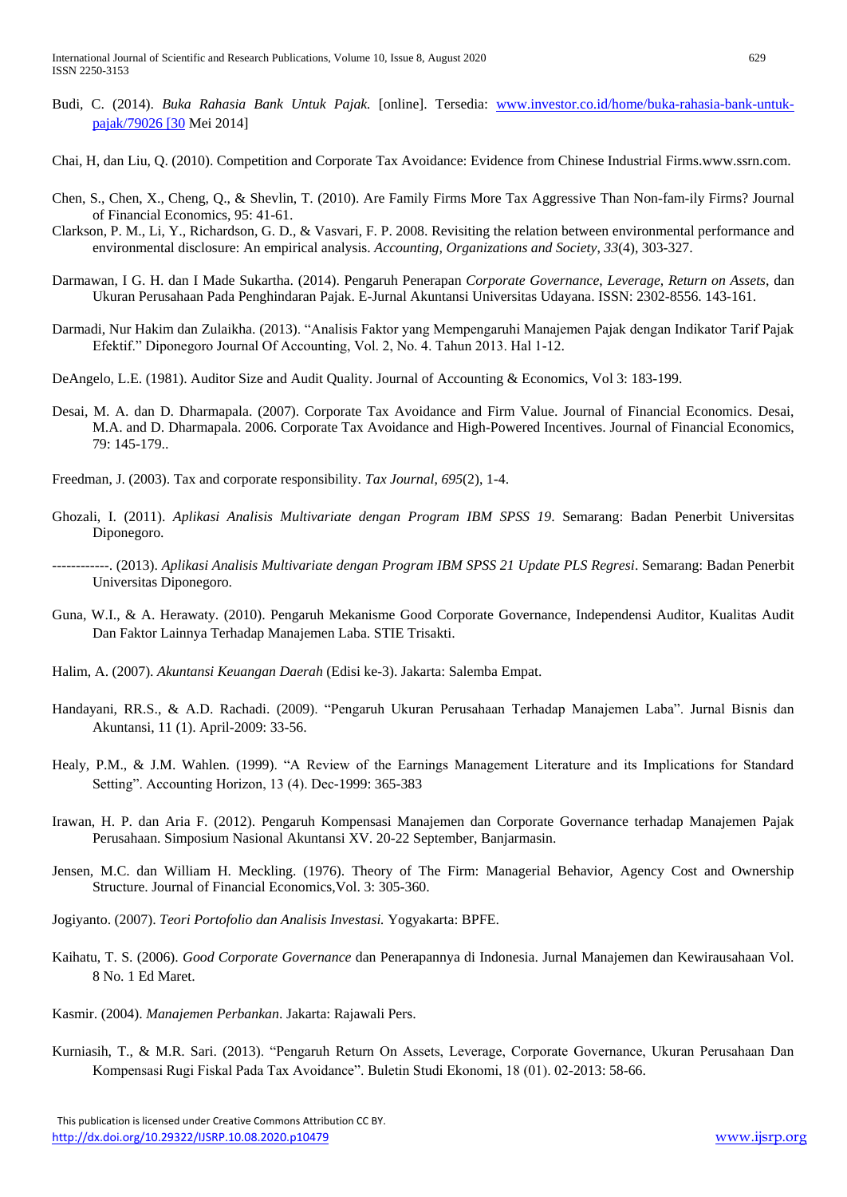Budi, C. (2014). *Buka Rahasia Bank Untuk Pajak.* [online]. Tersedia: [www.investor.co.id/home/buka-rahasia-bank-untuk-pajak/79026 [30](www.investor.co.id/home/buka-rahasia-bank-untuk-pajak/79026) Mei 2014]

Chai, H, dan Liu, Q. (2010). Competition and Corporate Tax Avoidance: Evidence from Chinese Industrial Firms.www.ssrn.com.

Chen, S., Chen, X., Cheng, Q., & Shevlin, T. (2010). Are Family Firms More Tax Aggressive Than Non-fam-ily Firms? Journal of Financial Economics, 95: 41-61.

Clarkson, P. M., Li, Y., Richardson, G. D., & Vasvari, F. P. 2008. Revisiting the relation between environmental performance and environmental disclosure: An empirical analysis. *Accounting, Organizations and Society*, *33*(4), 303-327.

Darmawan, I G. H. dan I Made Sukartha. (2014). Pengaruh Penerapan *Corporate Governance, Leverage, Return on Assets*, dan Ukuran Perusahaan Pada Penghindaran Pajak. E-Jurnal Akuntansi Universitas Udayana. ISSN: 2302-8556. 143-161.

Darmadi, Nur Hakim dan Zulaikha. (2013). "Analisis Faktor yang Mempengaruhi Manajemen Pajak dengan Indikator Tarif Pajak Efektif." Diponegoro Journal Of Accounting, Vol. 2, No. 4. Tahun 2013. Hal 1-12.

DeAngelo, L.E. (1981). Auditor Size and Audit Quality. Journal of Accounting & Economics, Vol 3: 183-199.

Desai, M. A. dan D. Dharmapala. (2007). Corporate Tax Avoidance and Firm Value. Journal of Financial Economics. Desai, M.A. and D. Dharmapala. 2006. Corporate Tax Avoidance and High-Powered Incentives. Journal of Financial Economics, 79: 145-179..

Freedman, J. (2003). Tax and corporate responsibility. *Tax Journal*, *695*(2), 1-4.

Ghozali, I. (2011). *Aplikasi Analisis Multivariate dengan Program IBM SPSS 19*. Semarang: Badan Penerbit Universitas Diponegoro.

------------. (2013). *Aplikasi Analisis Multivariate dengan Program IBM SPSS 21 Update PLS Regresi*. Semarang: Badan Penerbit Universitas Diponegoro.

Guna, W.I., & A. Herawaty. (2010). Pengaruh Mekanisme Good Corporate Governance, Independensi Auditor, Kualitas Audit Dan Faktor Lainnya Terhadap Manajemen Laba. STIE Trisakti.

Halim, A. (2007). *Akuntansi Keuangan Daerah* (Edisi ke-3). Jakarta: Salemba Empat.

Handayani, RR.S., & A.D. Rachadi. (2009). "Pengaruh Ukuran Perusahaan Terhadap Manajemen Laba". Jurnal Bisnis dan Akuntansi, 11 (1). April-2009: 33-56.

Healy, P.M., & J.M. Wahlen. (1999). "A Review of the Earnings Management Literature and its Implications for Standard Setting". Accounting Horizon, 13 (4). Dec-1999: 365-383

Irawan, H. P. dan Aria F. (2012). Pengaruh Kompensasi Manajemen dan Corporate Governance terhadap Manajemen Pajak Perusahaan. Simposium Nasional Akuntansi XV. 20-22 September, Banjarmasin.

Jensen, M.C. dan William H. Meckling. (1976). Theory of The Firm: Managerial Behavior, Agency Cost and Ownership Structure. Journal of Financial Economics,Vol. 3: 305-360.

Jogiyanto. (2007). *Teori Portofolio dan Analisis Investasi.* Yogyakarta: BPFE.

Kaihatu, T. S. (2006). *Good Corporate Governance* dan Penerapannya di Indonesia. Jurnal Manajemen dan Kewirausahaan Vol. 8 No. 1 Ed Maret.

Kasmir. (2004). *Manajemen Perbankan*. Jakarta: Rajawali Pers.

Kurniasih, T., & M.R. Sari. (2013). "Pengaruh Return On Assets, Leverage, Corporate Governance, Ukuran Perusahaan Dan Kompensasi Rugi Fiskal Pada Tax Avoidance". Buletin Studi Ekonomi, 18 (01). 02-2013: 58-66.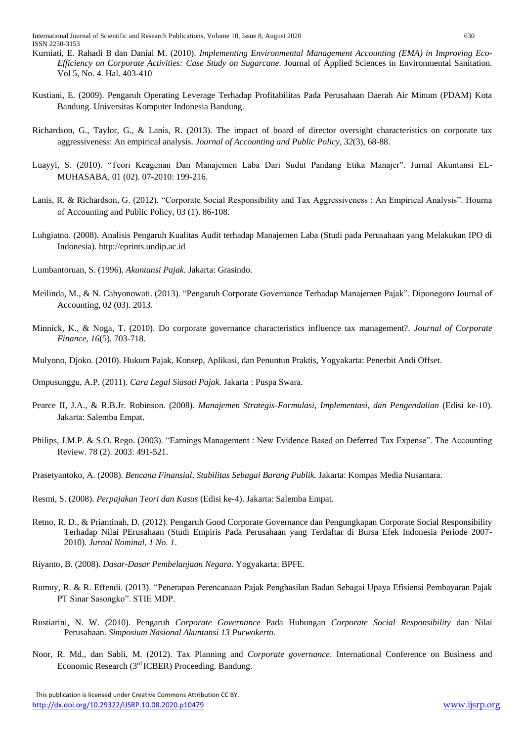Kurniati, E. Rahadi B dan Danial M. (2010). *Implementing Environmental Management Accounting (EMA) in Improving Eco-Efficiency on Corporate Activities: Case Study on Sugarcane*. Journal of Applied Sciences in Environmental Sanitation. Vol 5, No. 4. Hal. 403-410

Kustiani, E. (2009). Pengaruh Operating Leverage Terhadap Profitabilitas Pada Perusahaan Daerah Air Minum (PDAM) Kota Bandung. Universitas Komputer Indonesia Bandung.

Richardson, G., Taylor, G., & Lanis, R. (2013). The impact of board of director oversight characteristics on corporate tax aggressiveness: An empirical analysis. *Journal of Accounting and Public Policy*, *32*(3), 68-88.

Luayyi, S. (2010). "Teori Keagenan Dan Manajemen Laba Dari Sudut Pandang Etika Manajer". Jurnal Akuntansi EL-MUHASABA, 01 (02). 07-2010: 199-216.

Lanis, R. & Richardson, G. (2012). "Corporate Social Responsibility and Tax Aggressiveness : An Empirical Analysis". Hourna of Accounting and Public Policy, 03 (1). 86-108.

Luhgiatno. (2008). Analisis Pengaruh Kualitas Audit terhadap Manajemen Laba (Studi pada Perusahaan yang Melakukan IPO di Indonesia). http://eprints.undip.ac.id

Lumbantoruan, S. (1996). *Akuntansi Pajak.* Jakarta: Grasindo.

Meilinda, M., & N. Cahyonowati. (2013). "Pengaruh Corporate Governance Terhadap Manajemen Pajak". Diponegoro Journal of Accounting, 02 (03). 2013.

Minnick, K., & Noga, T. (2010). Do corporate governance characteristics influence tax management?. *Journal of Corporate Finance*, *16*(5), 703-718.

Mulyono, Djoko. (2010). Hukum Pajak, Konsep, Aplikasi, dan Penuntun Praktis, Yogyakarta: Penerbit Andi Offset.

Ompusunggu, A.P. (2011). *Cara Legal Siasati Pajak.* Jakarta : Puspa Swara.

Pearce II, J.A., & R.B.Jr. Robinson. (2008). *Manajemen Strategis-Formulasi, Implementasi, dan Pengendalian* (Edisi ke-10). Jakarta: Salemba Empat.

Philips, J.M.P. & S.O. Rego. (2003). "Earnings Management : New Evidence Based on Deferred Tax Expense". The Accounting Review. 78 (2). 2003: 491-521.

Prasetyantoko, A. (2008). *Bencana Finansial, Stabilitas Sebagai Barang Publik.* Jakarta: Kompas Media Nusantara.

Resmi, S. (2008). *Perpajakan Teori dan Kasus* (Edisi ke-4). Jakarta: Salemba Empat.

Retno, R. D., & Priantinah, D. (2012). Pengaruh Good Corporate Governance dan Pengungkapan Corporate Social Responsibility Terhadap Nilai PErusahaan (Studi Empiris Pada Perusahaan yang Terdaftar di Bursa Efek Indonesia Periode 2007-2010). *Jurnal Nominal, 1 No. 1*.

Riyanto, B. (2008). *Dasar-Dasar Pembelanjaan Negara.* Yogyakarta: BPFE.

Rumuy, R. & R. Effendi. (2013). "Penerapan Perencanaan Pajak Penghasilan Badan Sebagai Upaya Efisiensi Pembayaran Pajak PT Sinar Sasongko". STIE MDP.

Rustiarini, N. W. (2010). Pengaruh *Corporate Governance* Pada Hubungan *Corporate Social Responsibility* dan Nilai Perusahaan. *Simposium Nasional Akuntansi 13 Purwokerto*.

Noor, R. Md., dan Sabli, M. (2012). Tax Planning and *Corporate governance*. International Conference on Business and Economic Research (3rd ICBER) Proceeding. Bandung.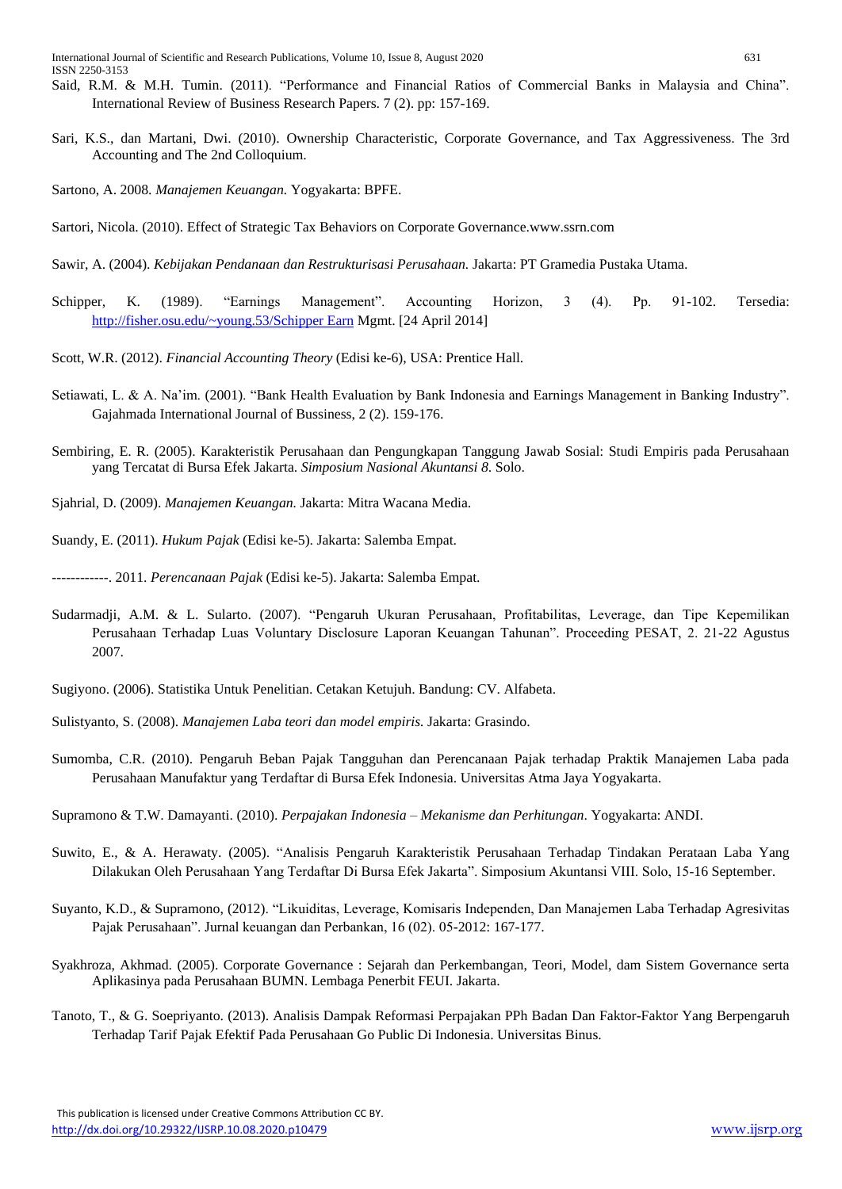Said, R.M. & M.H. Tumin. (2011). "Performance and Financial Ratios of Commercial Banks in Malaysia and China". International Review of Business Research Papers. 7 (2). pp: 157-169.

Sari, K.S., dan Martani, Dwi. (2010). Ownership Characteristic, Corporate Governance, and Tax Aggressiveness. The 3rd Accounting and The 2nd Colloquium.

Sartono, A. 2008. *Manajemen Keuangan.* Yogyakarta: BPFE.

Sartori, Nicola. (2010). Effect of Strategic Tax Behaviors on Corporate Governance.www.ssrn.com

Sawir, A. (2004). *Kebijakan Pendanaan dan Restrukturisasi Perusahaan.* Jakarta: PT Gramedia Pustaka Utama.

Schipper, K. (1989). "Earnings Management". Accounting Horizon, 3 (4). Pp. 91-102. Tersedia: http://fisher.osu.edu/~young.53/Schipper Earn Mgmt. [24 April 2014]

Scott, W.R. (2012). *Financial Accounting Theory* (Edisi ke-6), USA: Prentice Hall.

Setiawati, L. & A. Na'im. (2001). "Bank Health Evaluation by Bank Indonesia and Earnings Management in Banking Industry". Gajahmada International Journal of Bussiness, 2 (2). 159-176.

Sembiring, E. R. (2005). Karakteristik Perusahaan dan Pengungkapan Tanggung Jawab Sosial: Studi Empiris pada Perusahaan yang Tercatat di Bursa Efek Jakarta. *Simposium Nasional Akuntansi 8*. Solo.

Sjahrial, D. (2009). *Manajemen Keuangan.* Jakarta: Mitra Wacana Media.

Suandy, E. (2011). *Hukum Pajak* (Edisi ke-5). Jakarta: Salemba Empat.

------------. 2011. *Perencanaan Pajak* (Edisi ke-5). Jakarta: Salemba Empat.

Sudarmadji, A.M. & L. Sularto. (2007). "Pengaruh Ukuran Perusahaan, Profitabilitas, Leverage, dan Tipe Kepemilikan Perusahaan Terhadap Luas Voluntary Disclosure Laporan Keuangan Tahunan". Proceeding PESAT, 2. 21-22 Agustus 2007.

Sugiyono. (2006). Statistika Untuk Penelitian. Cetakan Ketujuh. Bandung: CV. Alfabeta.

Sulistyanto, S. (2008). *Manajemen Laba teori dan model empiris.* Jakarta: Grasindo.

Sumomba, C.R. (2010). Pengaruh Beban Pajak Tangguhan dan Perencanaan Pajak terhadap Praktik Manajemen Laba pada Perusahaan Manufaktur yang Terdaftar di Bursa Efek Indonesia. Universitas Atma Jaya Yogyakarta.

Supramono & T.W. Damayanti. (2010). *Perpajakan Indonesia – Mekanisme dan Perhitungan*. Yogyakarta: ANDI.

Suwito, E., & A. Herawaty. (2005). "Analisis Pengaruh Karakteristik Perusahaan Terhadap Tindakan Perataan Laba Yang Dilakukan Oleh Perusahaan Yang Terdaftar Di Bursa Efek Jakarta". Simposium Akuntansi VIII. Solo, 15-16 September.

Suyanto, K.D., & Supramono, (2012). "Likuiditas, Leverage, Komisaris Independen, Dan Manajemen Laba Terhadap Agresivitas Pajak Perusahaan". Jurnal keuangan dan Perbankan, 16 (02). 05-2012: 167-177.

Syakhroza, Akhmad. (2005). Corporate Governance : Sejarah dan Perkembangan, Teori, Model, dam Sistem Governance serta Aplikasinya pada Perusahaan BUMN. Lembaga Penerbit FEUI. Jakarta.

Tanoto, T., & G. Soepriyanto. (2013). Analisis Dampak Reformasi Perpajakan PPh Badan Dan Faktor-Faktor Yang Berpengaruh Terhadap Tarif Pajak Efektif Pada Perusahaan Go Public Di Indonesia. Universitas Binus.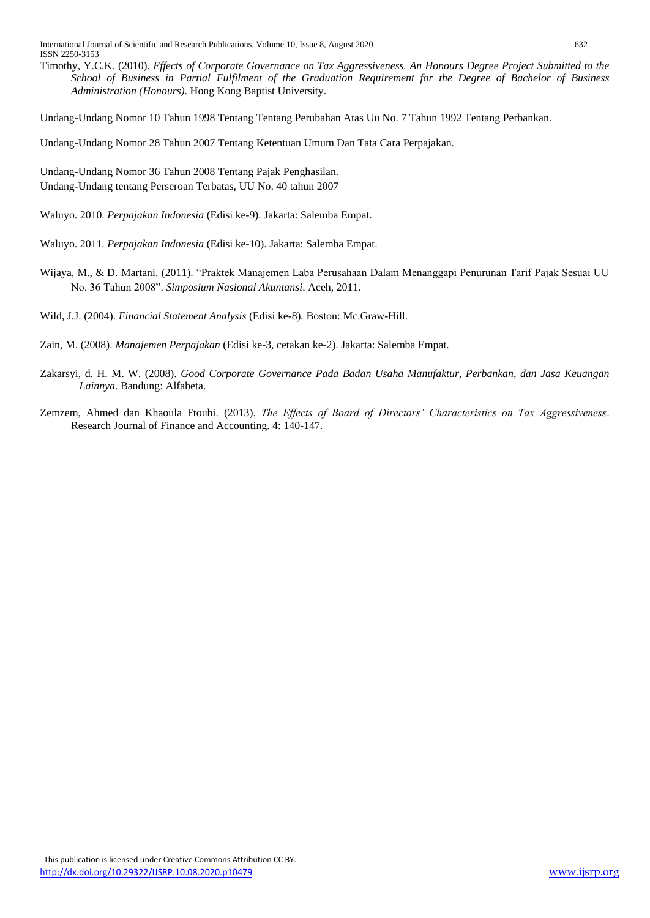Timothy, Y.C.K. (2010). *Effects of Corporate Governance on Tax Aggressiveness. An Honours Degree Project Submitted to the School of Business in Partial Fulfilment of the Graduation Requirement for the Degree of Bachelor of Business Administration (Honours)*. Hong Kong Baptist University.

Undang-Undang Nomor 10 Tahun 1998 Tentang Tentang Perubahan Atas Uu No. 7 Tahun 1992 Tentang Perbankan.

Undang-Undang Nomor 28 Tahun 2007 Tentang Ketentuan Umum Dan Tata Cara Perpajakan.

Undang-Undang Nomor 36 Tahun 2008 Tentang Pajak Penghasilan.

Undang-Undang tentang Perseroan Terbatas, UU No. 40 tahun 2007

Waluyo. 2010. *Perpajakan Indonesia* (Edisi ke-9). Jakarta: Salemba Empat.

Waluyo. 2011. *Perpajakan Indonesia* (Edisi ke-10). Jakarta: Salemba Empat.

Wijaya, M., & D. Martani. (2011). "Praktek Manajemen Laba Perusahaan Dalam Menanggapi Penurunan Tarif Pajak Sesuai UU No. 36 Tahun 2008". *Simposium Nasional Akuntansi*. Aceh, 2011.

Wild, J.J. (2004). *Financial Statement Analysis* (Edisi ke-8). Boston: Mc.Graw-Hill.

Zain, M. (2008). *Manajemen Perpajakan* (Edisi ke-3, cetakan ke-2). Jakarta: Salemba Empat.

Zakarsyi, d. H. M. W. (2008). *Good Corporate Governance Pada Badan Usaha Manufaktur, Perbankan, dan Jasa Keuangan Lainnya*. Bandung: Alfabeta.

Zemzem, Ahmed dan Khaoula Ftouhi. (2013). *The Effects of Board of Directors' Characteristics on Tax Aggressiveness*. Research Journal of Finance and Accounting. 4: 140-147.